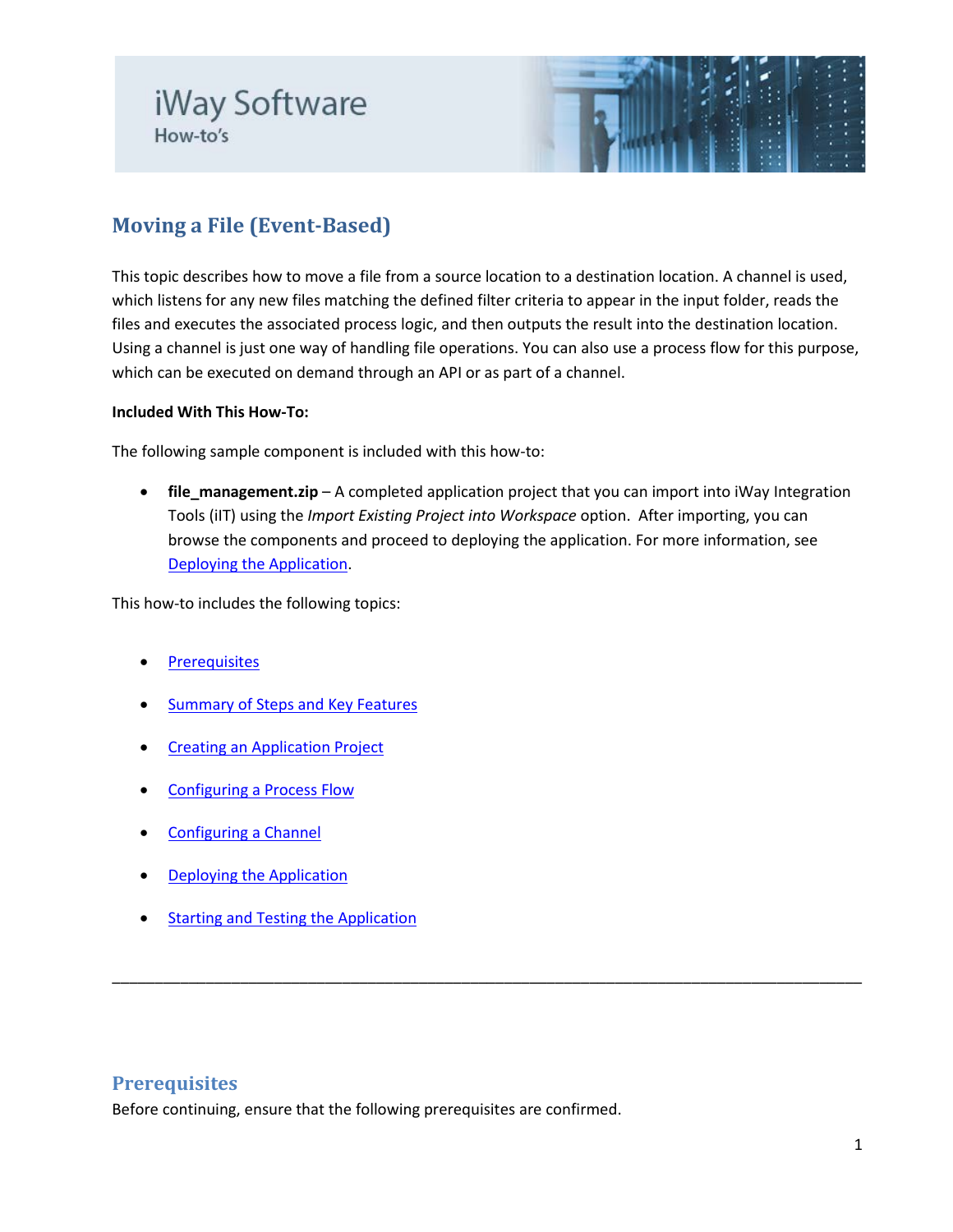iWay Software

How-to's

# Moving a File (Event-Based)

This topic describes how to move a file from a source location to a destination location. A channel is used, which listens for any new files matching the defined filter criteria to appear in the input folder, reads the files and executes the associated process logic, and then outputs the result into the destination location. Using a channel is just one way of handling file operations. You can also use a process flow for this purpose, which can be executed on demand through an API or as part of a channel.

**Included With This How-To:**

The following sample component is included with this how-to:

- **file_management.zip** – A completed application project that you can import into iWay Integration Tools (iIT) using the *Import Existing Project into Workspace* option. After importing, you can browse the components and proceed to deploying the application. For more information, see Deploying the Application.

This how-to includes the following topics:

- Prerequisites
- Summary of Steps and Key Features
- Creating an Application Project
- Configuring a Process Flow
- Configuring a Channel
- Deploying the Application
- Starting and Testing the Application

---

## Prerequisites

Before continuing, ensure that the following prerequisites are confirmed.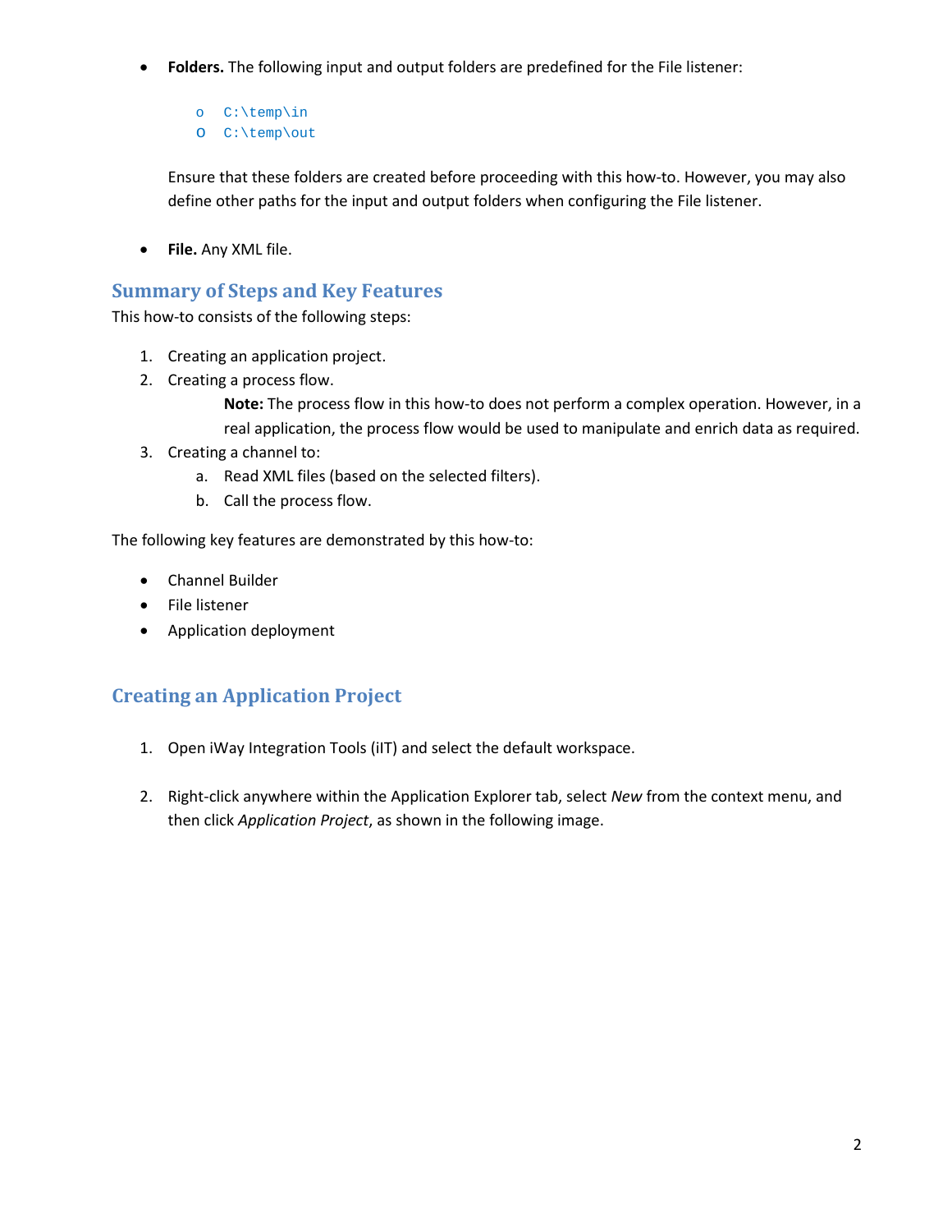- **Folders.** The following input and output folders are predefined for the File listener:

    - `C:\temp\in`
    - `C:\temp\out`

  Ensure that these folders are created before proceeding with this how-to. However, you may also define other paths for the input and output folders when configuring the File listener.

- **File.** Any XML file.

## Summary of Steps and Key Features

This how-to consists of the following steps:

1. Creating an application project.
2. Creating a process flow.

    **Note:** The process flow in this how-to does not perform a complex operation. However, in a real application, the process flow would be used to manipulate and enrich data as required.

3. Creating a channel to:
    a. Read XML files (based on the selected filters).
    b. Call the process flow.

The following key features are demonstrated by this how-to:

- Channel Builder
- File listener
- Application deployment

## Creating an Application Project

1. Open iWay Integration Tools (iIT) and select the default workspace.

2. Right-click anywhere within the Application Explorer tab, select *New* from the context menu, and then click *Application Project*, as shown in the following image.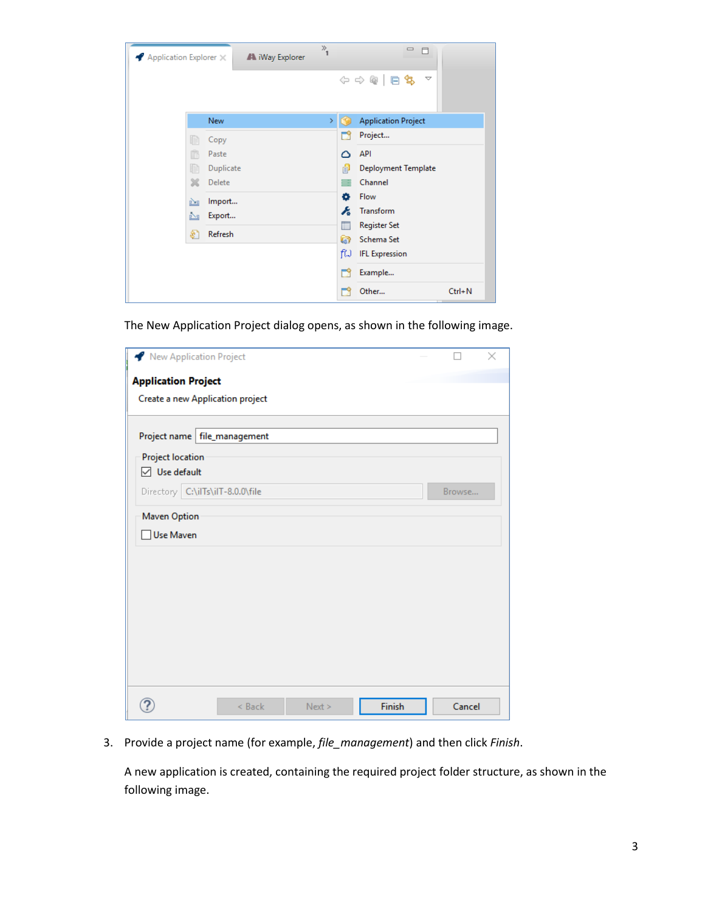The New Application Project dialog opens, as shown in the following image.

3. Provide a project name (for example, *file_management*) and then click *Finish*.

   A new application is created, containing the required project folder structure, as shown in the following image.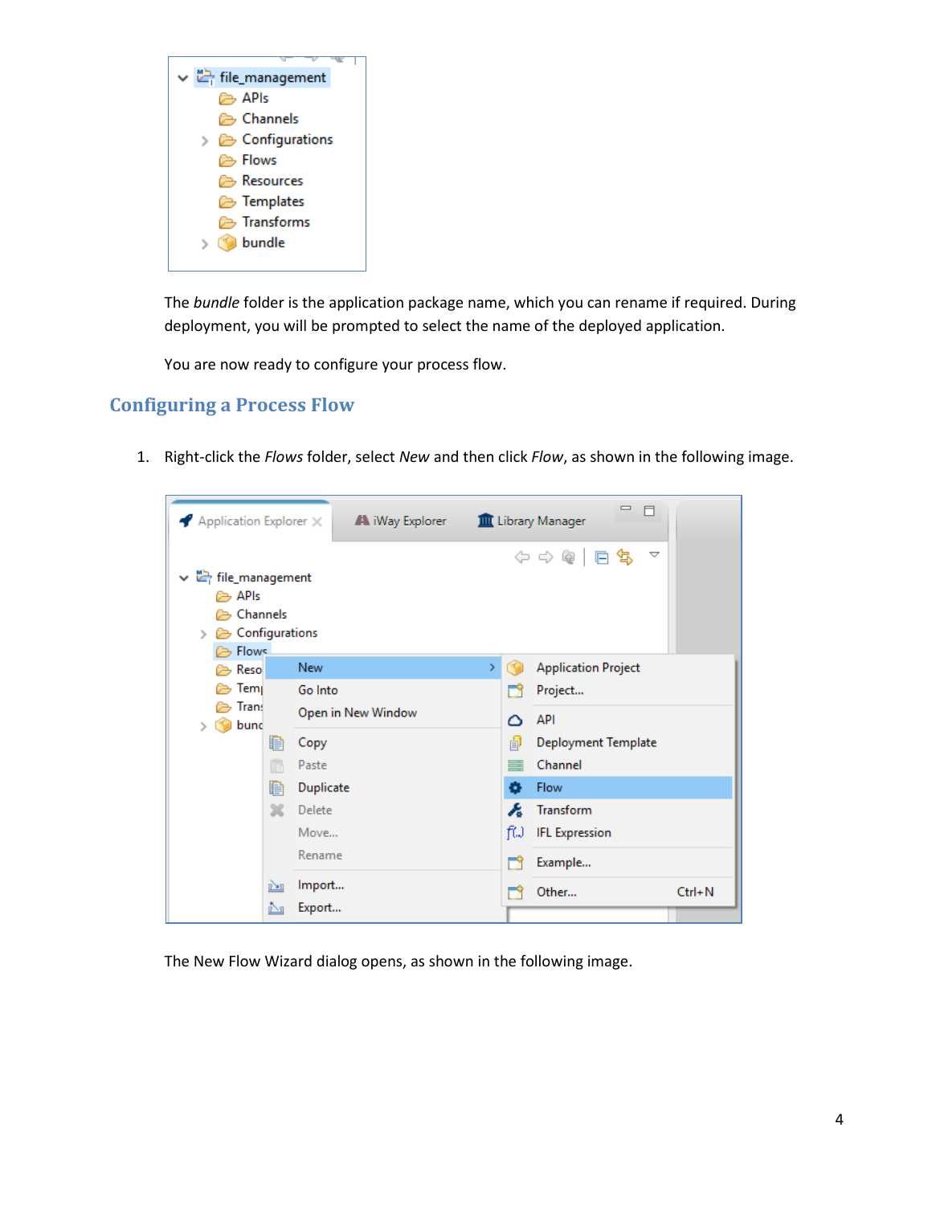The *bundle* folder is the application package name, which you can rename if required. During deployment, you will be prompted to select the name of the deployed application.

You are now ready to configure your process flow.

## Configuring a Process Flow

1. Right-click the *Flows* folder, select *New* and then click *Flow*, as shown in the following image.

The New Flow Wizard dialog opens, as shown in the following image.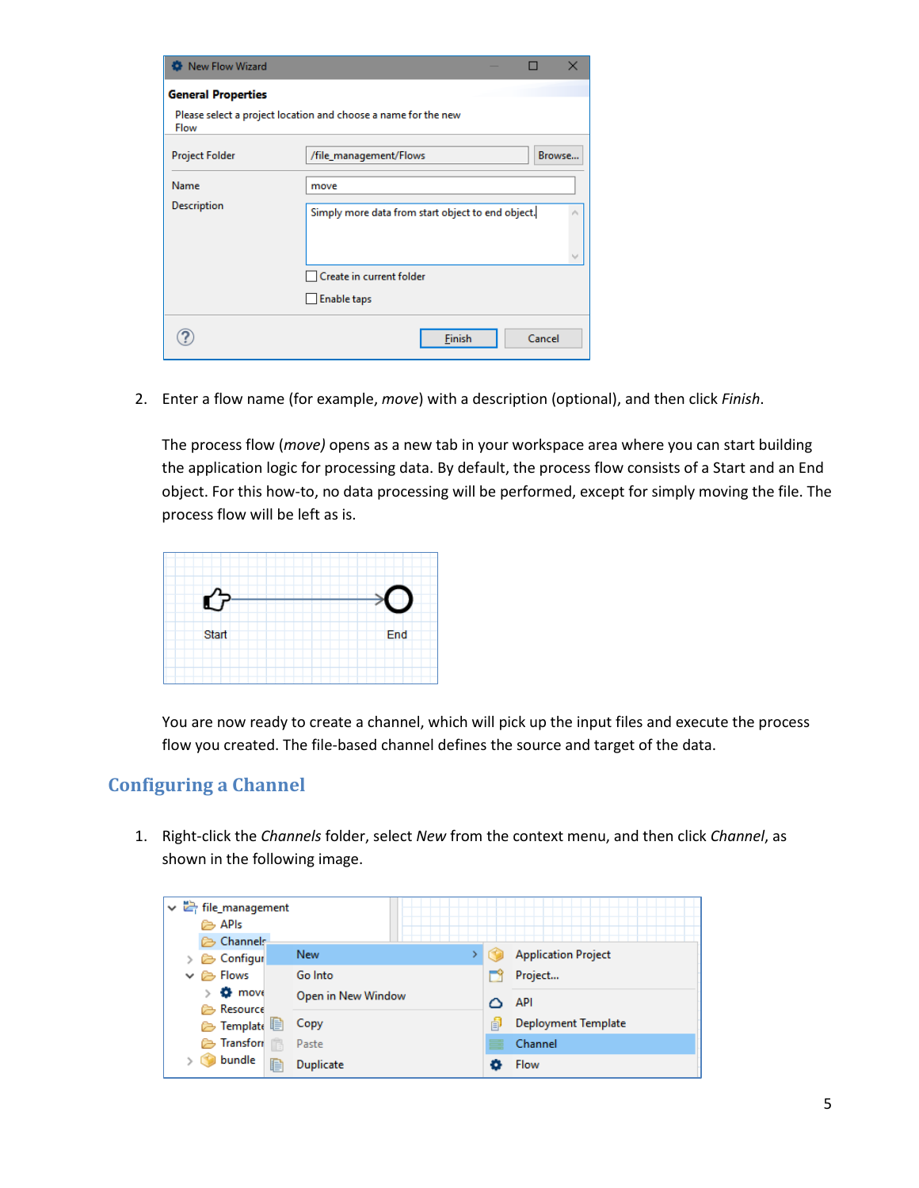2. Enter a flow name (for example, *move*) with a description (optional), and then click *Finish*.

   The process flow (*move)* opens as a new tab in your workspace area where you can start building the application logic for processing data. By default, the process flow consists of a Start and an End object. For this how-to, no data processing will be performed, except for simply moving the file. The process flow will be left as is.

   You are now ready to create a channel, which will pick up the input files and execute the process flow you created. The file-based channel defines the source and target of the data.

## Configuring a Channel

1. Right-click the *Channels* folder, select *New* from the context menu, and then click *Channel*, as shown in the following image.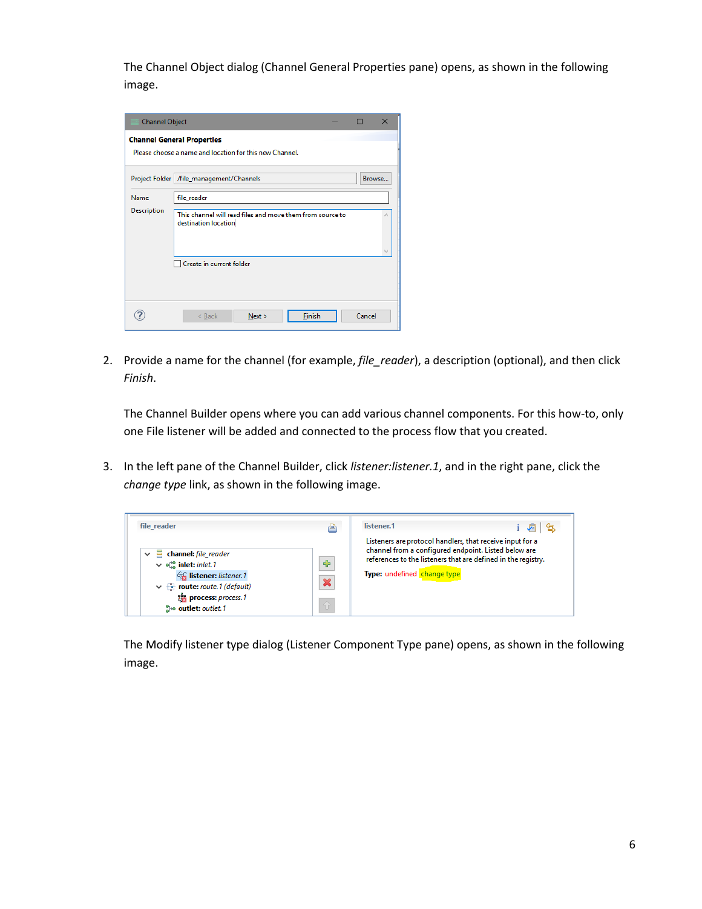The Channel Object dialog (Channel General Properties pane) opens, as shown in the following image.

2. Provide a name for the channel (for example, *file_reader*), a description (optional), and then click *Finish*.

   The Channel Builder opens where you can add various channel components. For this how-to, only one File listener will be added and connected to the process flow that you created.

3. In the left pane of the Channel Builder, click *listener:listener.1*, and in the right pane, click the *change type* link, as shown in the following image.

   The Modify listener type dialog (Listener Component Type pane) opens, as shown in the following image.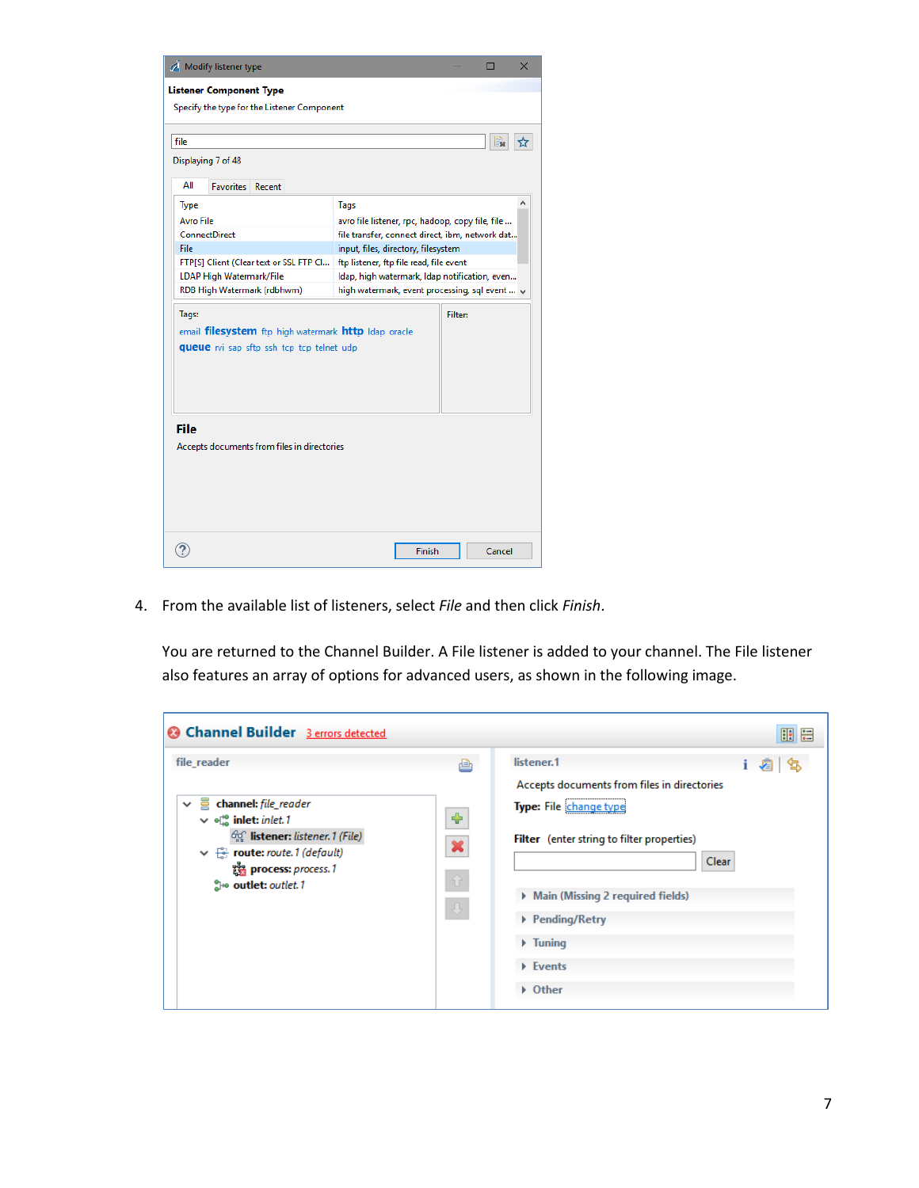4. From the available list of listeners, select *File* and then click *Finish*.

   You are returned to the Channel Builder. A File listener is added to your channel. The File listener also features an array of options for advanced users, as shown in the following image.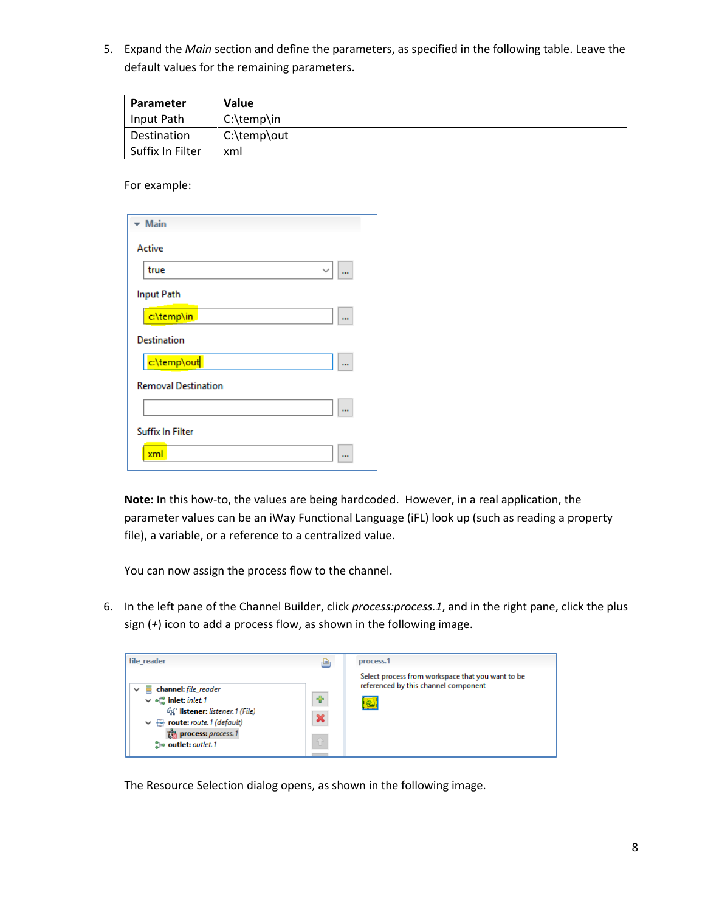5. Expand the *Main* section and define the parameters, as specified in the following table. Leave the default values for the remaining parameters.

| Parameter | Value |
|---|---|
| Input Path | C:\temp\in |
| Destination | C:\temp\out |
| Suffix In Filter | xml |

For example:

**Note:** In this how-to, the values are being hardcoded. However, in a real application, the parameter values can be an iWay Functional Language (iFL) look up (such as reading a property file), a variable, or a reference to a centralized value.

You can now assign the process flow to the channel.

6. In the left pane of the Channel Builder, click *process:process.1*, and in the right pane, click the plus sign (+) icon to add a process flow, as shown in the following image.

The Resource Selection dialog opens, as shown in the following image.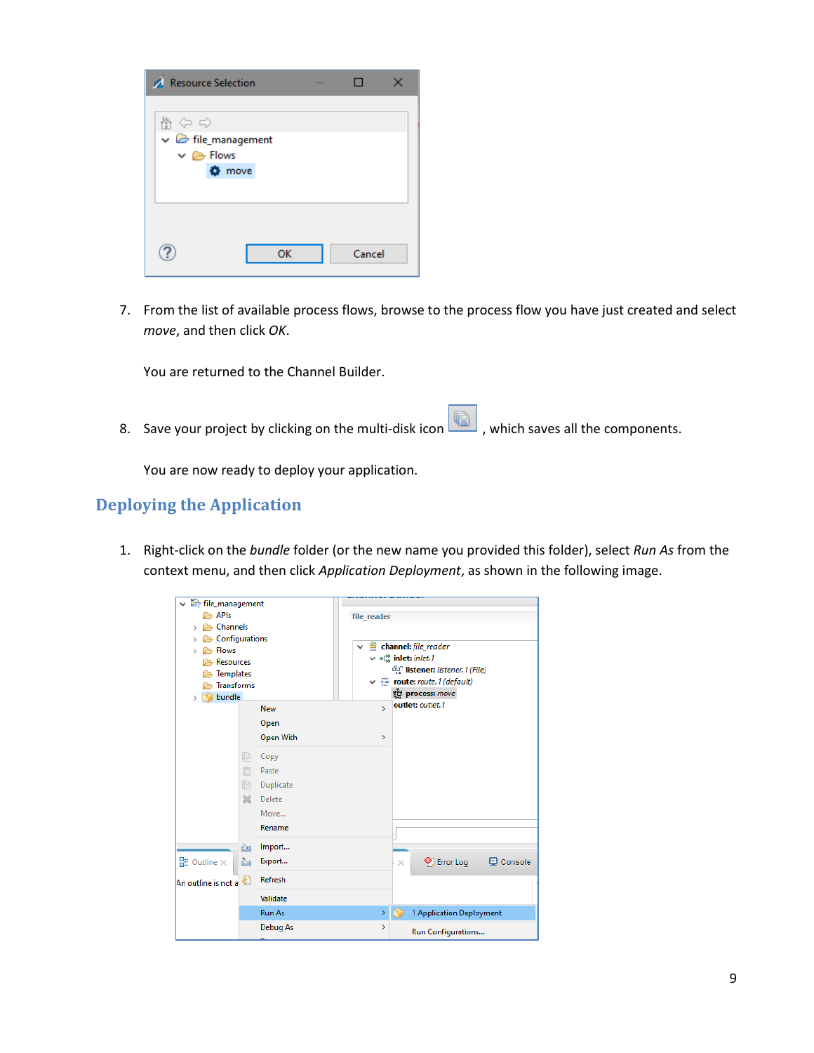7. From the list of available process flows, browse to the process flow you have just created and select *move*, and then click *OK*.

   You are returned to the Channel Builder.

8. Save your project by clicking on the multi-disk icon , which saves all the components.

   You are now ready to deploy your application.

## Deploying the Application

1. Right-click on the *bundle* folder (or the new name you provided this folder), select *Run As* from the context menu, and then click *Application Deployment*, as shown in the following image.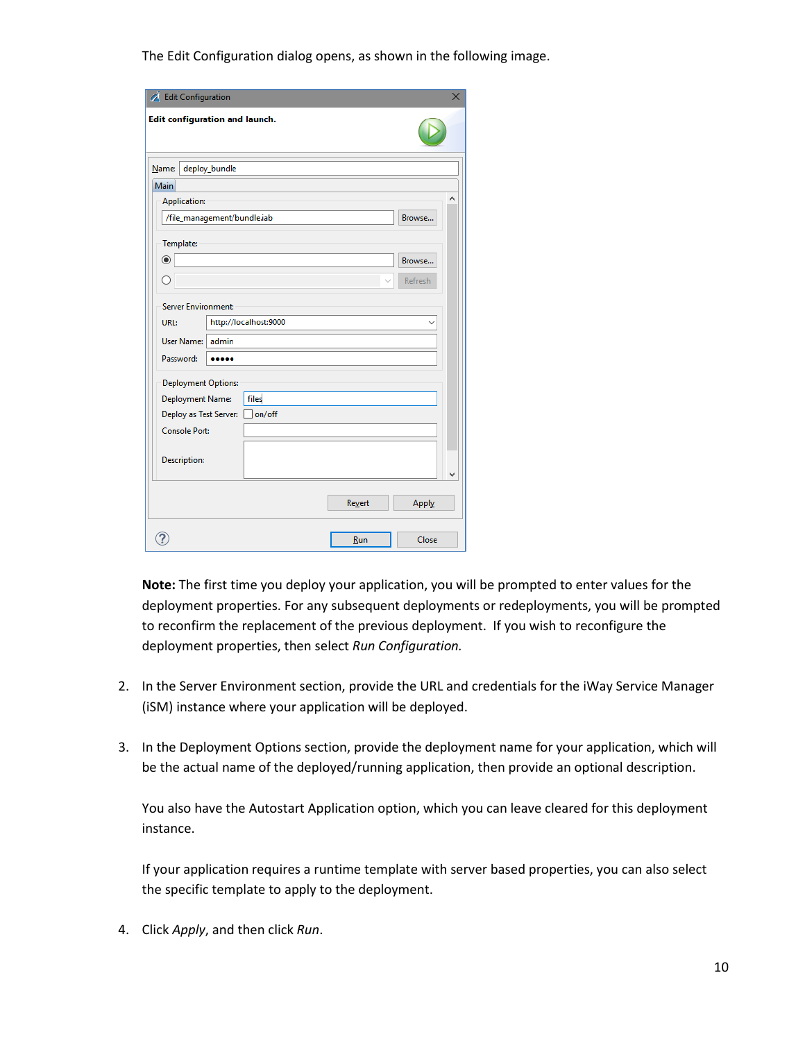The Edit Configuration dialog opens, as shown in the following image.

**Note:** The first time you deploy your application, you will be prompted to enter values for the deployment properties. For any subsequent deployments or redeployments, you will be prompted to reconfirm the replacement of the previous deployment. If you wish to reconfigure the deployment properties, then select *Run Configuration.*

2. In the Server Environment section, provide the URL and credentials for the iWay Service Manager (iSM) instance where your application will be deployed.

3. In the Deployment Options section, provide the deployment name for your application, which will be the actual name of the deployed/running application, then provide an optional description.

   You also have the Autostart Application option, which you can leave cleared for this deployment instance.

   If your application requires a runtime template with server based properties, you can also select the specific template to apply to the deployment.

4. Click *Apply*, and then click *Run*.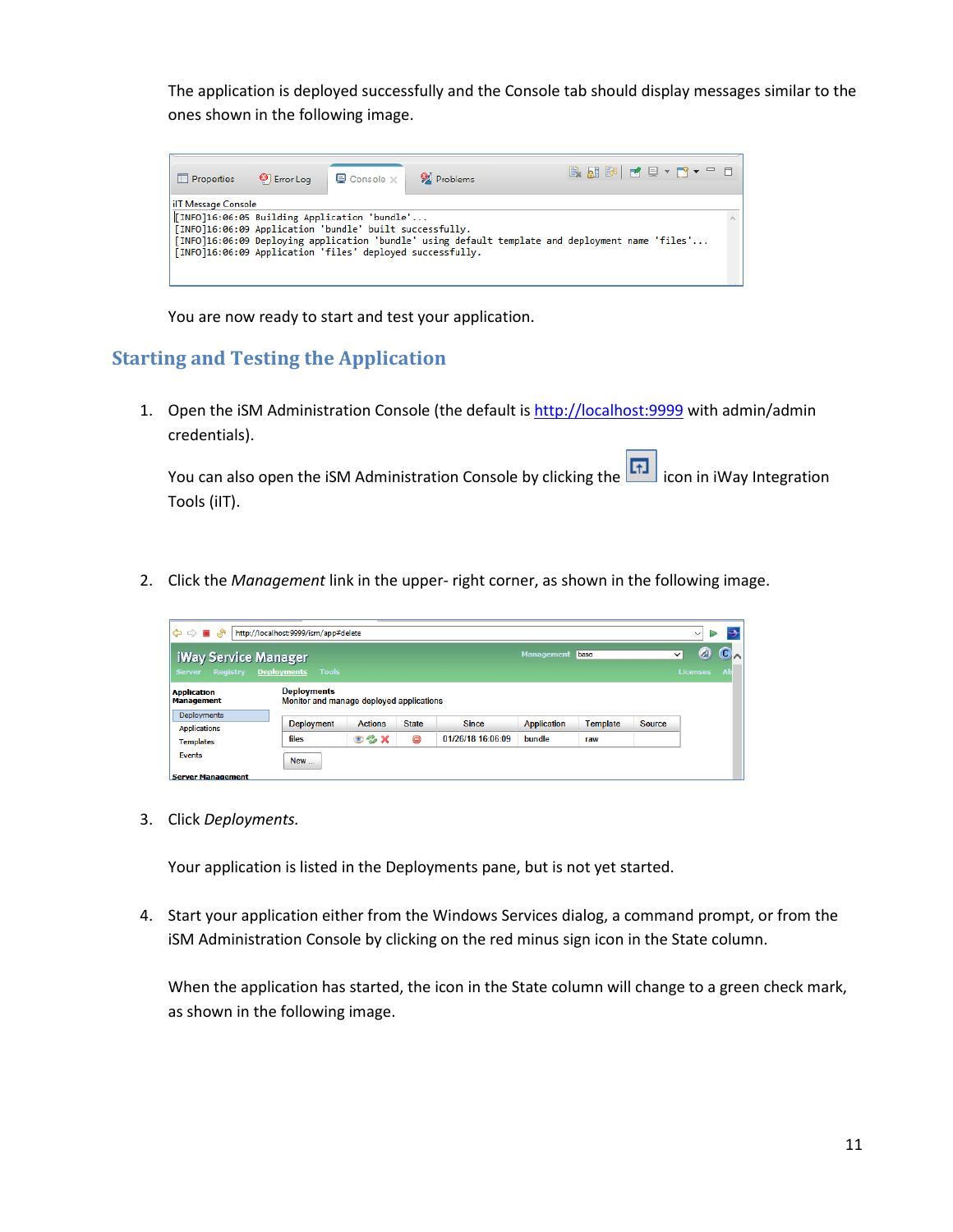The application is deployed successfully and the Console tab should display messages similar to the ones shown in the following image.

You are now ready to start and test your application.

## Starting and Testing the Application

1. Open the iSM Administration Console (the default is http://localhost:9999 with admin/admin credentials).

   You can also open the iSM Administration Console by clicking the icon in iWay Integration Tools (iIT).

2. Click the *Management* link in the upper- right corner, as shown in the following image.

3. Click *Deployments.*

   Your application is listed in the Deployments pane, but is not yet started.

4. Start your application either from the Windows Services dialog, a command prompt, or from the iSM Administration Console by clicking on the red minus sign icon in the State column.

   When the application has started, the icon in the State column will change to a green check mark, as shown in the following image.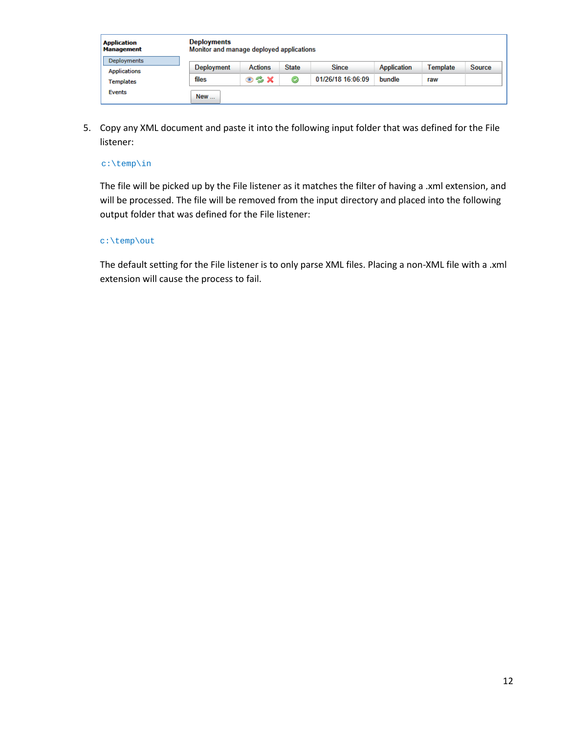**Application Management**

- Deployments
- Applications
- Templates
- Events

**Deployments**
Monitor and manage deployed applications

| Deployment | Actions | State | Since | Application | Template | Source |
|---|---|---|---|---|---|---|
| files | | | 01/26/18 16:06:09 | bundle | raw | |

New ...

5. Copy any XML document and paste it into the following input folder that was defined for the File listener:

   ```
   c:\temp\in
   ```

   The file will be picked up by the File listener as it matches the filter of having a .xml extension, and will be processed. The file will be removed from the input directory and placed into the following output folder that was defined for the File listener:

   ```
   c:\temp\out
   ```

   The default setting for the File listener is to only parse XML files. Placing a non-XML file with a .xml extension will cause the process to fail.